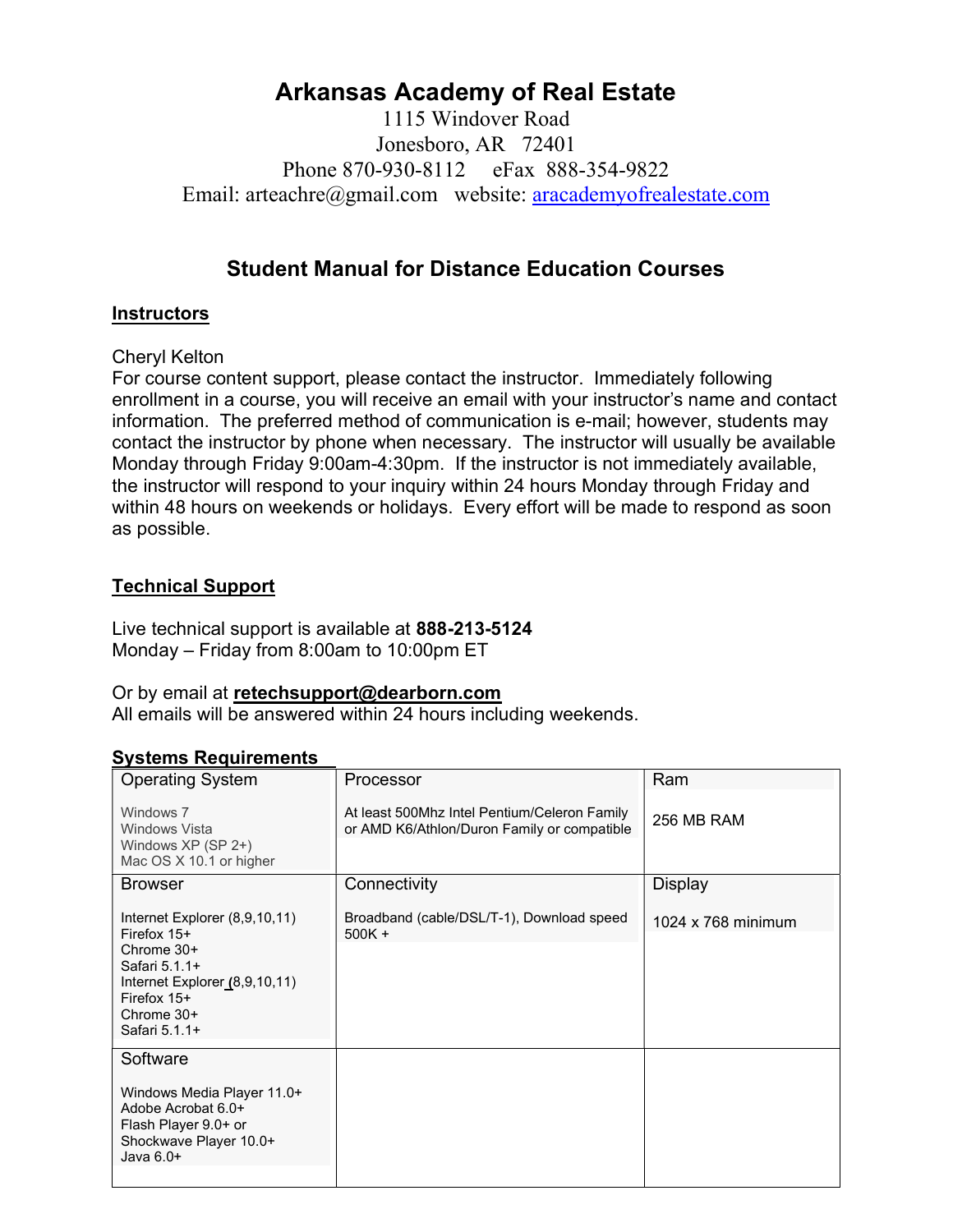# Arkansas Academy of Real Estate

1115 Windover Road
Jonesboro, AR 72401
Phone 870-930-8112 eFax 888-354-9822
Email: arteachre@gmail.com website: [aracademyofrealestate.com](aracademyofrealestate.com)

## Student Manual for Distance Education Courses

### Instructors

Cheryl Kelton
For course content support, please contact the instructor. Immediately following enrollment in a course, you will receive an email with your instructor's name and contact information. The preferred method of communication is e-mail; however, students may contact the instructor by phone when necessary. The instructor will usually be available Monday through Friday 9:00am-4:30pm. If the instructor is not immediately available, the instructor will respond to your inquiry within 24 hours Monday through Friday and within 48 hours on weekends or holidays. Every effort will be made to respond as soon as possible.

### Technical Support

Live technical support is available at **888-213-5124**
Monday – Friday from 8:00am to 10:00pm ET

Or by email at **retechsupport@dearborn.com**
All emails will be answered within 24 hours including weekends.

### Systems Requirements

| Operating System | Processor | Ram |
|---|---|---|
| Windows 7<br>Windows Vista<br>Windows XP (SP 2+)<br>Mac OS X 10.1 or higher | At least 500Mhz Intel Pentium/Celeron Family or AMD K6/Athlon/Duron Family or compatible | 256 MB RAM |
| **Browser** | **Connectivity** | **Display** |
| Internet Explorer (8,9,10,11)<br>Firefox 15+<br>Chrome 30+<br>Safari 5.1.1+<br>Internet Explorer (8,9,10,11)<br>Firefox 15+<br>Chrome 30+<br>Safari 5.1.1+ | Broadband (cable/DSL/T-1), Download speed 500K + | 1024 x 768 minimum |
| **Software** | | |
| Windows Media Player 11.0+<br>Adobe Acrobat 6.0+<br>Flash Player 9.0+ or<br>Shockwave Player 10.0+<br>Java 6.0+ | | |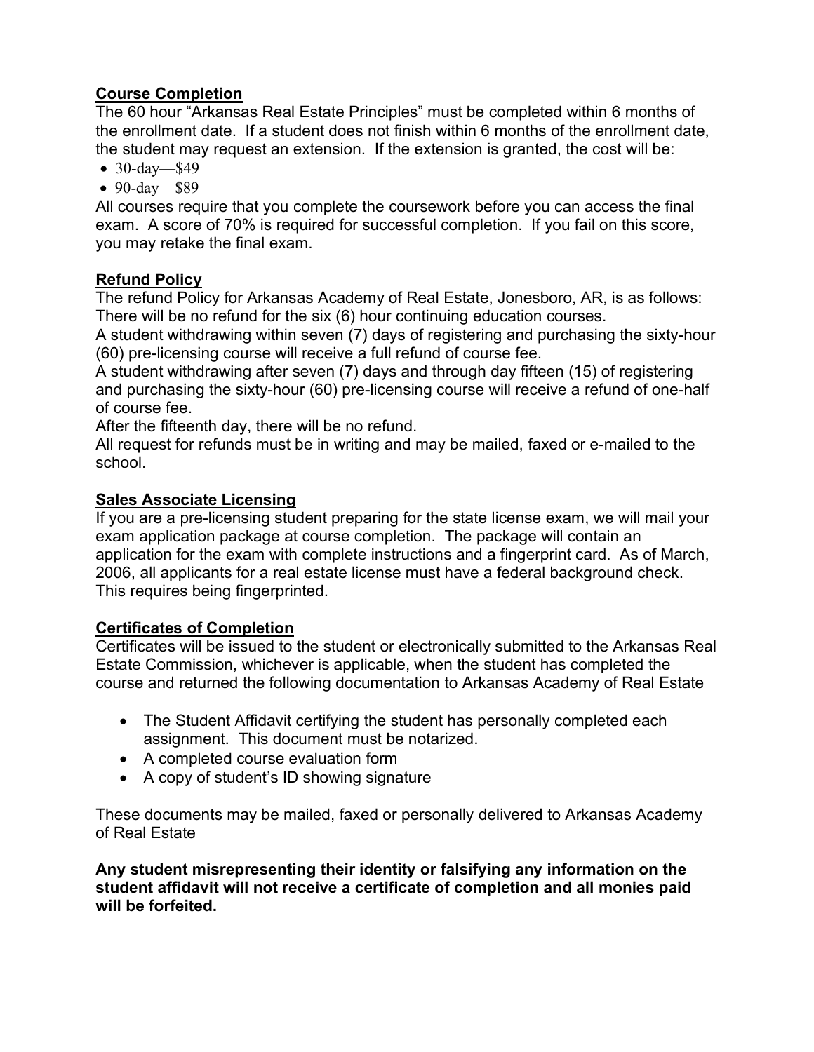## Course Completion

The 60 hour "Arkansas Real Estate Principles" must be completed within 6 months of the enrollment date. If a student does not finish within 6 months of the enrollment date, the student may request an extension. If the extension is granted, the cost will be:

- 30-day—$49
- 90-day—$89

All courses require that you complete the coursework before you can access the final exam. A score of 70% is required for successful completion. If you fail on this score, you may retake the final exam.

## Refund Policy

The refund Policy for Arkansas Academy of Real Estate, Jonesboro, AR, is as follows:
There will be no refund for the six (6) hour continuing education courses.
A student withdrawing within seven (7) days of registering and purchasing the sixty-hour (60) pre-licensing course will receive a full refund of course fee.
A student withdrawing after seven (7) days and through day fifteen (15) of registering and purchasing the sixty-hour (60) pre-licensing course will receive a refund of one-half of course fee.
After the fifteenth day, there will be no refund.
All request for refunds must be in writing and may be mailed, faxed or e-mailed to the school.

## Sales Associate Licensing

If you are a pre-licensing student preparing for the state license exam, we will mail your exam application package at course completion. The package will contain an application for the exam with complete instructions and a fingerprint card. As of March, 2006, all applicants for a real estate license must have a federal background check. This requires being fingerprinted.

## Certificates of Completion

Certificates will be issued to the student or electronically submitted to the Arkansas Real Estate Commission, whichever is applicable, when the student has completed the course and returned the following documentation to Arkansas Academy of Real Estate

- The Student Affidavit certifying the student has personally completed each assignment. This document must be notarized.
- A completed course evaluation form
- A copy of student's ID showing signature

These documents may be mailed, faxed or personally delivered to Arkansas Academy of Real Estate

**Any student misrepresenting their identity or falsifying any information on the student affidavit will not receive a certificate of completion and all monies paid will be forfeited.**